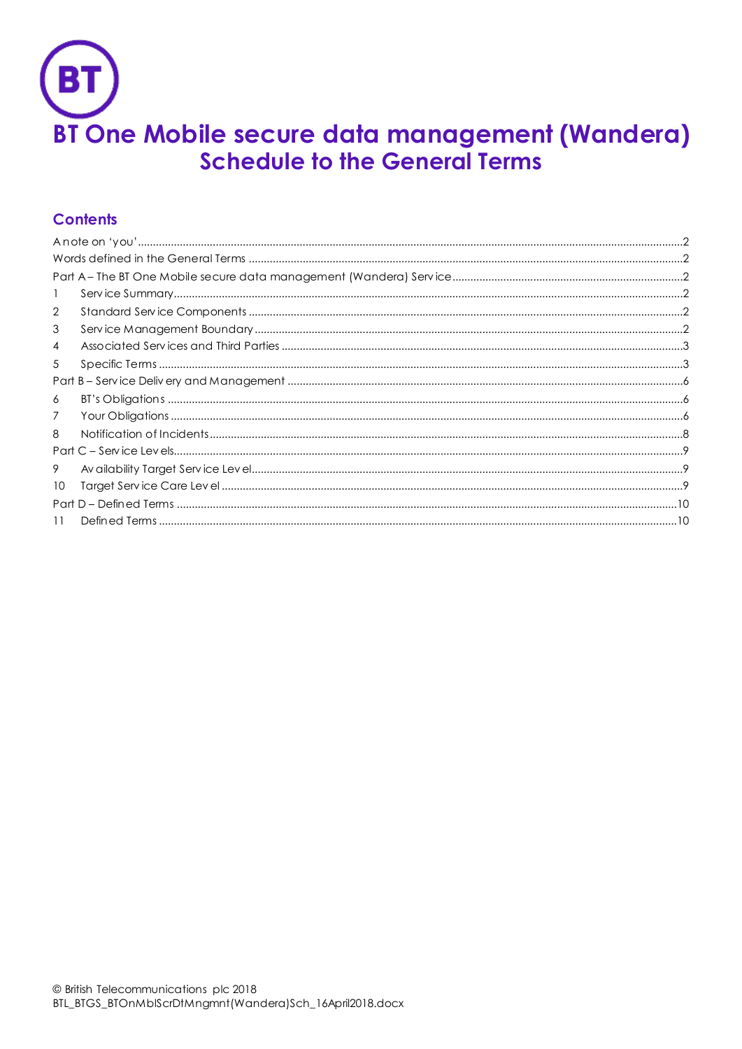BT

# BT One Mobile secure data management (Wandera)
## Schedule to the General Terms

### Contents

A note on 'you'.....2
Words defined in the General Terms.....2
Part A – The BT One Mobile secure data management (Wandera) Service.....2
1 Service Summary.....2
2 Standard Service Components.....2
3 Service Management Boundary.....2
4 Associated Services and Third Parties.....3
5 Specific Terms.....3
Part B – Service Delivery and Management.....6
6 BT's Obligations.....6
7 Your Obligations.....6
8 Notification of Incidents.....8
Part C – Service Levels.....9
9 Availability Target Service Level.....9
10 Target Service Care Level.....9
Part D – Defined Terms.....10
11 Defined Terms.....10

© British Telecommunications plc 2018
BTL_BTGS_BTOnMblScrDtMngmnt(Wandera)Sch_16April2018.docx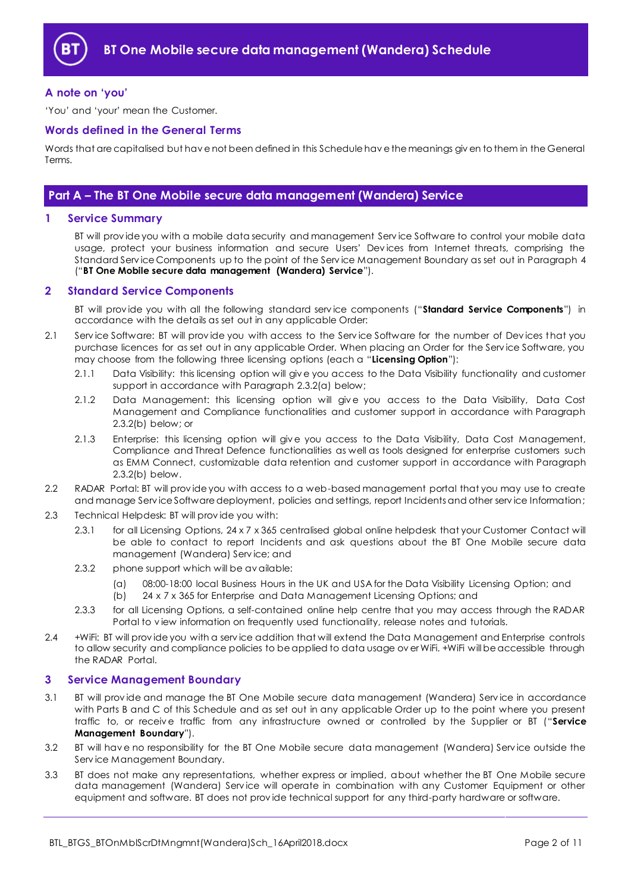# BT One Mobile secure data management (Wandera) Schedule

## A note on 'you'

'You' and 'your' mean the Customer.

## Words defined in the General Terms

Words that are capitalised but have not been defined in this Schedule have the meanings given to them in the General Terms.

## Part A – The BT One Mobile secure data management (Wandera) Service

### 1 Service Summary

BT will provide you with a mobile data security and management Service Software to control your mobile data usage, protect your business information and secure Users' Devices from Internet threats, comprising the Standard Service Components up to the point of the Service Management Boundary as set out in Paragraph 4 ("**BT One Mobile secure data management (Wandera) Service**").

### 2 Standard Service Components

BT will provide you with all the following standard service components ("**Standard Service Components**") in accordance with the details as set out in any applicable Order:

2.1 Service Software: BT will provide you with access to the Service Software for the number of Devices that you purchase licences for as set out in any applicable Order. When placing an Order for the Service Software, you may choose from the following three licensing options (each a "**Licensing Option**"):

2.1.1 Data Visibility: this licensing option will give you access to the Data Visibility functionality and customer support in accordance with Paragraph 2.3.2(a) below;

2.1.2 Data Management: this licensing option will give you access to the Data Visibility, Data Cost Management and Compliance functionalities and customer support in accordance with Paragraph 2.3.2(b) below; or

2.1.3 Enterprise: this licensing option will give you access to the Data Visibility, Data Cost Management, Compliance and Threat Defence functionalities as well as tools designed for enterprise customers such as EMM Connect, customizable data retention and customer support in accordance with Paragraph 2.3.2(b) below.

2.2 RADAR Portal: BT will provide you with access to a web-based management portal that you may use to create and manage Service Software deployment, policies and settings, report Incidents and other service Information;

2.3 Technical Helpdesk: BT will provide you with:

2.3.1 for all Licensing Options, 24 x 7 x 365 centralised global online helpdesk that your Customer Contact will be able to contact to report Incidents and ask questions about the BT One Mobile secure data management (Wandera) Service; and

2.3.2 phone support which will be available:

(a) 08:00-18:00 local Business Hours in the UK and USA for the Data Visibility Licensing Option; and

(b) 24 x 7 x 365 for Enterprise and Data Management Licensing Options; and

2.3.3 for all Licensing Options, a self-contained online help centre that you may access through the RADAR Portal to view information on frequently used functionality, release notes and tutorials.

2.4 +WiFi: BT will provide you with a service addition that will extend the Data Management and Enterprise controls to allow security and compliance policies to be applied to data usage over WiFi. +WiFi will be accessible through the RADAR Portal.

### 3 Service Management Boundary

3.1 BT will provide and manage the BT One Mobile secure data management (Wandera) Service in accordance with Parts B and C of this Schedule and as set out in any applicable Order up to the point where you present traffic to, or receive traffic from any infrastructure owned or controlled by the Supplier or BT ("**Service Management Boundary**").

3.2 BT will have no responsibility for the BT One Mobile secure data management (Wandera) Service outside the Service Management Boundary.

3.3 BT does not make any representations, whether express or implied, about whether the BT One Mobile secure data management (Wandera) Service will operate in combination with any Customer Equipment or other equipment and software. BT does not provide technical support for any third-party hardware or software.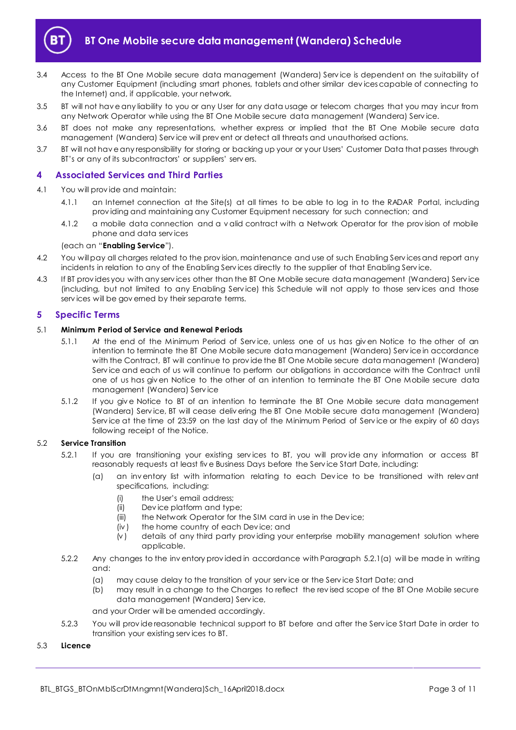3.4 Access to the BT One Mobile secure data management (Wandera) Service is dependent on the suitability of any Customer Equipment (including smart phones, tablets and other similar devices capable of connecting to the Internet) and, if applicable, your network.

3.5 BT will not have any liability to you or any User for any data usage or telecom charges that you may incur from any Network Operator while using the BT One Mobile secure data management (Wandera) Service.

3.6 BT does not make any representations, whether express or implied that the BT One Mobile secure data management (Wandera) Service will prevent or detect all threats and unauthorised actions.

3.7 BT will not have any responsibility for storing or backing up your or your Users' Customer Data that passes through BT's or any of its subcontractors' or suppliers' servers.

## 4 Associated Services and Third Parties

4.1 You will provide and maintain:

4.1.1 an Internet connection at the Site(s) at all times to be able to log in to the RADAR Portal, including providing and maintaining any Customer Equipment necessary for such connection; and

4.1.2 a mobile data connection and a valid contract with a Network Operator for the provision of mobile phone and data services

(each an "**Enabling Service**").

4.2 You will pay all charges related to the provision, maintenance and use of such Enabling Services and report any incidents in relation to any of the Enabling Services directly to the supplier of that Enabling Service.

4.3 If BT provides you with any services other than the BT One Mobile secure data management (Wandera) Service (including, but not limited to any Enabling Service) this Schedule will not apply to those services and those services will be governed by their separate terms.

## 5 Specific Terms

5.1 **Minimum Period of Service and Renewal Periods**

5.1.1 At the end of the Minimum Period of Service, unless one of us has given Notice to the other of an intention to terminate the BT One Mobile secure data management (Wandera) Service in accordance with the Contract, BT will continue to provide the BT One Mobile secure data management (Wandera) Service and each of us will continue to perform our obligations in accordance with the Contract until one of us has given Notice to the other of an intention to terminate the BT One Mobile secure data management (Wandera) Service

5.1.2 If you give Notice to BT of an intention to terminate the BT One Mobile secure data management (Wandera) Service, BT will cease delivering the BT One Mobile secure data management (Wandera) Service at the time of 23:59 on the last day of the Minimum Period of Service or the expiry of 60 days following receipt of the Notice.

5.2 **Service Transition**

5.2.1 If you are transitioning your existing services to BT, you will provide any information or access BT reasonably requests at least five Business Days before the Service Start Date, including:

(a) an inventory list with information relating to each Device to be transitioned with relevant specifications, including:

(i) the User's email address;

(ii) Device platform and type;

(iii) the Network Operator for the SIM card in use in the Device;

(iv) the home country of each Device; and

(v) details of any third party providing your enterprise mobility management solution where applicable.

5.2.2 Any changes to the inventory provided in accordance with Paragraph 5.2.1(a) will be made in writing and:

(a) may cause delay to the transition of your service or the Service Start Date; and

(b) may result in a change to the Charges to reflect the revised scope of the BT One Mobile secure data management (Wandera) Service,

and your Order will be amended accordingly.

5.2.3 You will provide reasonable technical support to BT before and after the Service Start Date in order to transition your existing services to BT.

5.3 **Licence**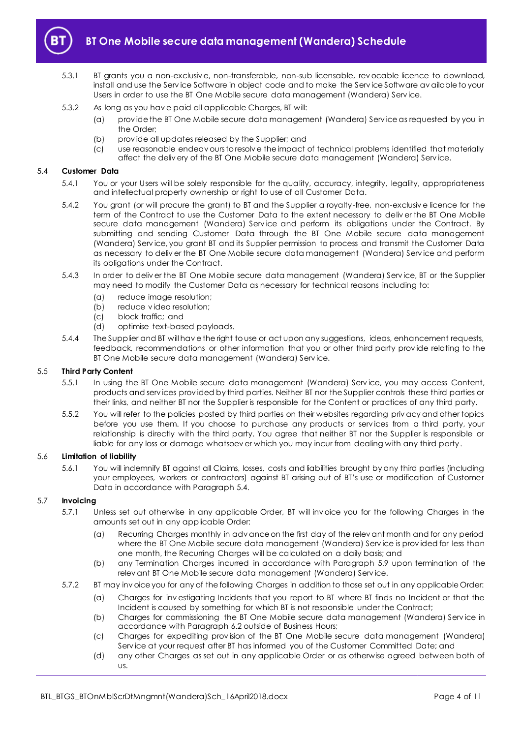5.3.1 BT grants you a non-exclusive, non-transferable, non-sub licensable, revocable licence to download, install and use the Service Software in object code and to make the Service Software available to your Users in order to use the BT One Mobile secure data management (Wandera) Service.

5.3.2 As long as you have paid all applicable Charges, BT will:

(a) provide the BT One Mobile secure data management (Wandera) Service as requested by you in the Order;

(b) provide all updates released by the Supplier; and

(c) use reasonable endeavours to resolve the impact of technical problems identified that materially affect the delivery of the BT One Mobile secure data management (Wandera) Service.

**5.4 Customer Data**

5.4.1 You or your Users will be solely responsible for the quality, accuracy, integrity, legality, appropriateness and intellectual property ownership or right to use of all Customer Data.

5.4.2 You grant (or will procure the grant) to BT and the Supplier a royalty-free, non-exclusive licence for the term of the Contract to use the Customer Data to the extent necessary to deliver the BT One Mobile secure data management (Wandera) Service and perform its obligations under the Contract. By submitting and sending Customer Data through the BT One Mobile secure data management (Wandera) Service, you grant BT and its Supplier permission to process and transmit the Customer Data as necessary to deliver the BT One Mobile secure data management (Wandera) Service and perform its obligations under the Contract.

5.4.3 In order to deliver the BT One Mobile secure data management (Wandera) Service, BT or the Supplier may need to modify the Customer Data as necessary for technical reasons including to:

(a) reduce image resolution;

(b) reduce video resolution;

(c) block traffic; and

(d) optimise text-based payloads.

5.4.4 The Supplier and BT will have the right to use or act upon any suggestions, ideas, enhancement requests, feedback, recommendations or other information that you or other third party provide relating to the BT One Mobile secure data management (Wandera) Service.

**5.5 Third Party Content**

5.5.1 In using the BT One Mobile secure data management (Wandera) Service, you may access Content, products and services provided by third parties. Neither BT nor the Supplier controls these third parties or their links, and neither BT nor the Supplier is responsible for the Content or practices of any third party.

5.5.2 You will refer to the policies posted by third parties on their websites regarding privacy and other topics before you use them. If you choose to purchase any products or services from a third party, your relationship is directly with the third party. You agree that neither BT nor the Supplier is responsible or liable for any loss or damage whatsoever which you may incur from dealing with any third party.

**5.6 Limitation of liability**

5.6.1 You will indemnify BT against all Claims, losses, costs and liabilities brought by any third parties (including your employees, workers or contractors) against BT arising out of BT's use or modification of Customer Data in accordance with Paragraph 5.4.

**5.7 Invoicing**

5.7.1 Unless set out otherwise in any applicable Order, BT will invoice you for the following Charges in the amounts set out in any applicable Order:

(a) Recurring Charges monthly in advance on the first day of the relevant month and for any period where the BT One Mobile secure data management (Wandera) Service is provided for less than one month, the Recurring Charges will be calculated on a daily basis; and

(b) any Termination Charges incurred in accordance with Paragraph 5.9 upon termination of the relevant BT One Mobile secure data management (Wandera) Service.

5.7.2 BT may invoice you for any of the following Charges in addition to those set out in any applicable Order:

(a) Charges for investigating Incidents that you report to BT where BT finds no Incident or that the Incident is caused by something for which BT is not responsible under the Contract;

(b) Charges for commissioning the BT One Mobile secure data management (Wandera) Service in accordance with Paragraph 6.2 outside of Business Hours;

(c) Charges for expediting provision of the BT One Mobile secure data management (Wandera) Service at your request after BT has informed you of the Customer Committed Date; and

(d) any other Charges as set out in any applicable Order or as otherwise agreed between both of us.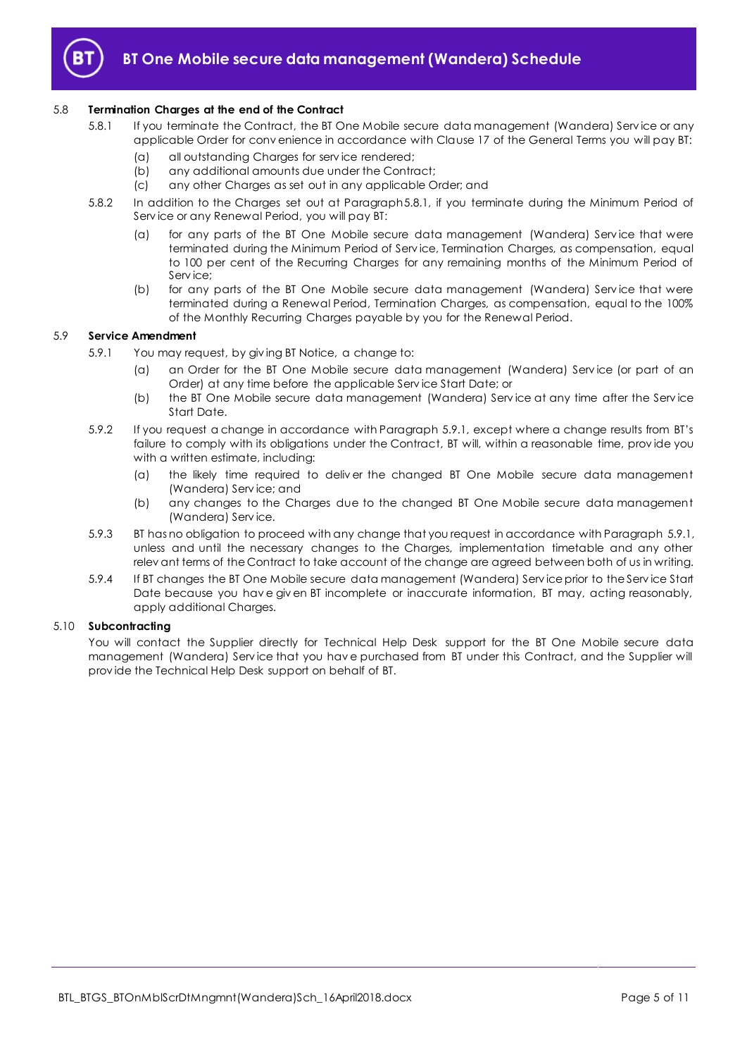### 5.8 Termination Charges at the end of the Contract

5.8.1 If you terminate the Contract, the BT One Mobile secure data management (Wandera) Service or any applicable Order for convenience in accordance with Clause 17 of the General Terms you will pay BT:

(a) all outstanding Charges for service rendered;

(b) any additional amounts due under the Contract;

(c) any other Charges as set out in any applicable Order; and

5.8.2 In addition to the Charges set out at Paragraph5.8.1, if you terminate during the Minimum Period of Service or any Renewal Period, you will pay BT:

(a) for any parts of the BT One Mobile secure data management (Wandera) Service that were terminated during the Minimum Period of Service, Termination Charges, as compensation, equal to 100 per cent of the Recurring Charges for any remaining months of the Minimum Period of Service;

(b) for any parts of the BT One Mobile secure data management (Wandera) Service that were terminated during a Renewal Period, Termination Charges, as compensation, equal to the 100% of the Monthly Recurring Charges payable by you for the Renewal Period.

### 5.9 Service Amendment

5.9.1 You may request, by giving BT Notice, a change to:

(a) an Order for the BT One Mobile secure data management (Wandera) Service (or part of an Order) at any time before the applicable Service Start Date; or

(b) the BT One Mobile secure data management (Wandera) Service at any time after the Service Start Date.

5.9.2 If you request a change in accordance with Paragraph 5.9.1, except where a change results from BT's failure to comply with its obligations under the Contract, BT will, within a reasonable time, provide you with a written estimate, including:

(a) the likely time required to deliver the changed BT One Mobile secure data management (Wandera) Service; and

(b) any changes to the Charges due to the changed BT One Mobile secure data management (Wandera) Service.

5.9.3 BT has no obligation to proceed with any change that you request in accordance with Paragraph 5.9.1, unless and until the necessary changes to the Charges, implementation timetable and any other relevant terms of the Contract to take account of the change are agreed between both of us in writing.

5.9.4 If BT changes the BT One Mobile secure data management (Wandera) Service prior to the Service Start Date because you have given BT incomplete or inaccurate information, BT may, acting reasonably, apply additional Charges.

### 5.10 Subcontracting

You will contact the Supplier directly for Technical Help Desk support for the BT One Mobile secure data management (Wandera) Service that you have purchased from BT under this Contract, and the Supplier will provide the Technical Help Desk support on behalf of BT.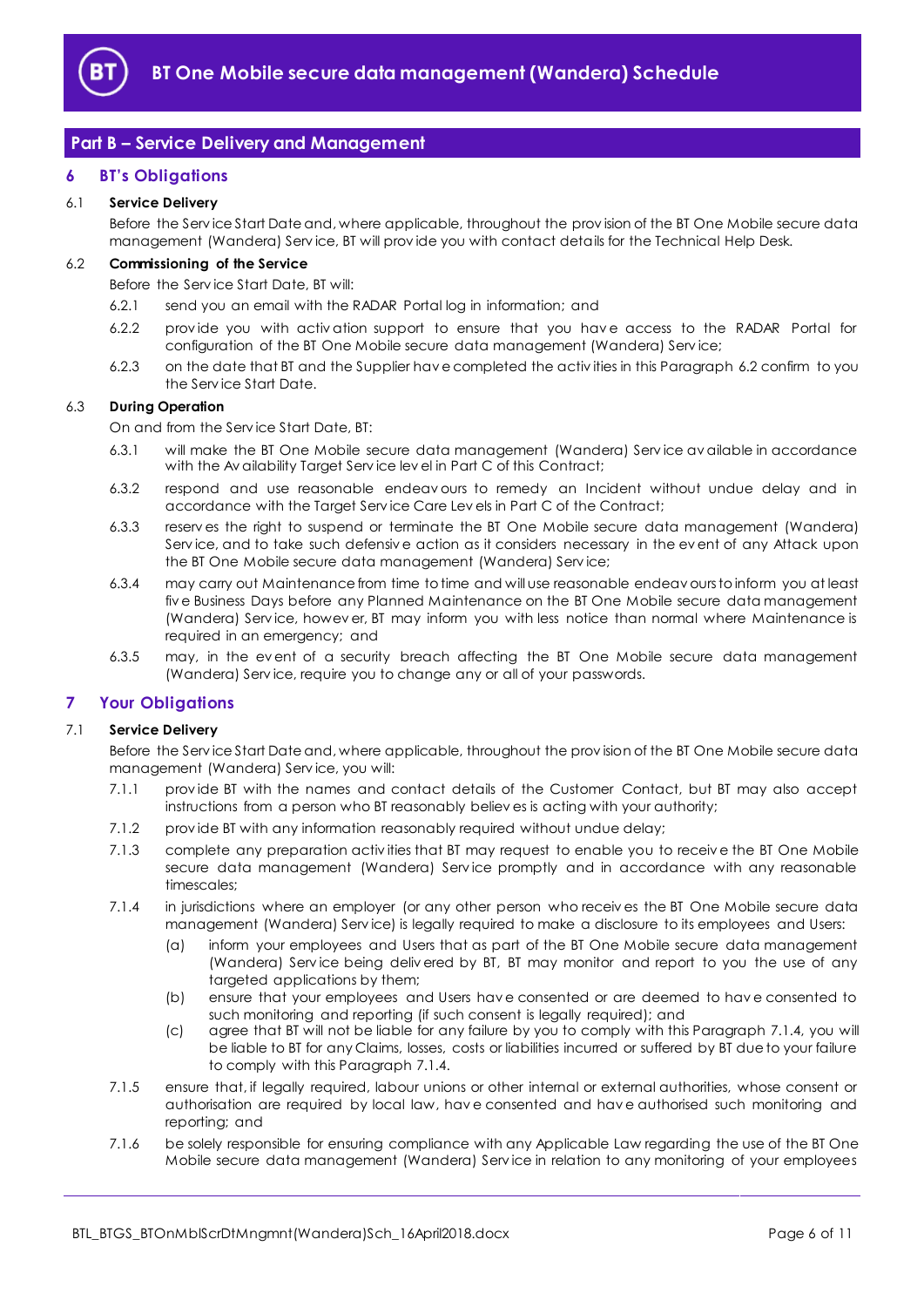## Part B – Service Delivery and Management

### 6 BT's Obligations

**6.1 Service Delivery**

Before the Service Start Date and, where applicable, throughout the provision of the BT One Mobile secure data management (Wandera) Service, BT will provide you with contact details for the Technical Help Desk.

**6.2 Commissioning of the Service**

Before the Service Start Date, BT will:

6.2.1 send you an email with the RADAR Portal log in information; and

6.2.2 provide you with activation support to ensure that you have access to the RADAR Portal for configuration of the BT One Mobile secure data management (Wandera) Service;

6.2.3 on the date that BT and the Supplier have completed the activities in this Paragraph 6.2 confirm to you the Service Start Date.

**6.3 During Operation**

On and from the Service Start Date, BT:

6.3.1 will make the BT One Mobile secure data management (Wandera) Service available in accordance with the Availability Target Service level in Part C of this Contract;

6.3.2 respond and use reasonable endeavours to remedy an Incident without undue delay and in accordance with the Target Service Care Levels in Part C of the Contract;

6.3.3 reserves the right to suspend or terminate the BT One Mobile secure data management (Wandera) Service, and to take such defensive action as it considers necessary in the event of any Attack upon the BT One Mobile secure data management (Wandera) Service;

6.3.4 may carry out Maintenance from time to time and will use reasonable endeavours to inform you at least five Business Days before any Planned Maintenance on the BT One Mobile secure data management (Wandera) Service, however, BT may inform you with less notice than normal where Maintenance is required in an emergency; and

6.3.5 may, in the event of a security breach affecting the BT One Mobile secure data management (Wandera) Service, require you to change any or all of your passwords.

### 7 Your Obligations

**7.1 Service Delivery**

Before the Service Start Date and, where applicable, throughout the provision of the BT One Mobile secure data management (Wandera) Service, you will:

7.1.1 provide BT with the names and contact details of the Customer Contact, but BT may also accept instructions from a person who BT reasonably believes is acting with your authority;

7.1.2 provide BT with any information reasonably required without undue delay;

7.1.3 complete any preparation activities that BT may request to enable you to receive the BT One Mobile secure data management (Wandera) Service promptly and in accordance with any reasonable timescales;

7.1.4 in jurisdictions where an employer (or any other person who receives the BT One Mobile secure data management (Wandera) Service) is legally required to make a disclosure to its employees and Users:

(a) inform your employees and Users that as part of the BT One Mobile secure data management (Wandera) Service being delivered by BT, BT may monitor and report to you the use of any targeted applications by them;

(b) ensure that your employees and Users have consented or are deemed to have consented to such monitoring and reporting (if such consent is legally required); and

(c) agree that BT will not be liable for any failure by you to comply with this Paragraph 7.1.4, you will be liable to BT for any Claims, losses, costs or liabilities incurred or suffered by BT due to your failure to comply with this Paragraph 7.1.4.

7.1.5 ensure that, if legally required, labour unions or other internal or external authorities, whose consent or authorisation are required by local law, have consented and have authorised such monitoring and reporting; and

7.1.6 be solely responsible for ensuring compliance with any Applicable Law regarding the use of the BT One Mobile secure data management (Wandera) Service in relation to any monitoring of your employees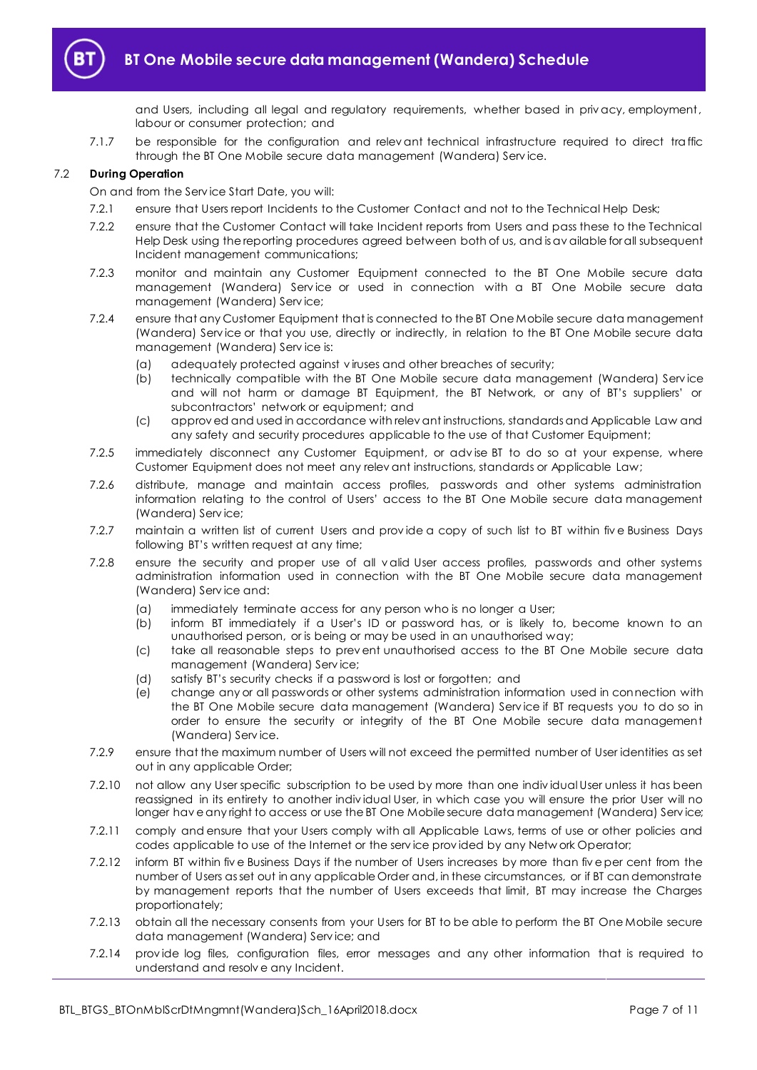and Users, including all legal and regulatory requirements, whether based in privacy, employment, labour or consumer protection; and

7.1.7 be responsible for the configuration and relevant technical infrastructure required to direct traffic through the BT One Mobile secure data management (Wandera) Service.

7.2 **During Operation**

On and from the Service Start Date, you will:

7.2.1 ensure that Users report Incidents to the Customer Contact and not to the Technical Help Desk;

7.2.2 ensure that the Customer Contact will take Incident reports from Users and pass these to the Technical Help Desk using the reporting procedures agreed between both of us, and is available for all subsequent Incident management communications;

7.2.3 monitor and maintain any Customer Equipment connected to the BT One Mobile secure data management (Wandera) Service or used in connection with a BT One Mobile secure data management (Wandera) Service;

7.2.4 ensure that any Customer Equipment that is connected to the BT One Mobile secure data management (Wandera) Service or that you use, directly or indirectly, in relation to the BT One Mobile secure data management (Wandera) Service is:

(a) adequately protected against viruses and other breaches of security;

(b) technically compatible with the BT One Mobile secure data management (Wandera) Service and will not harm or damage BT Equipment, the BT Network, or any of BT's suppliers' or subcontractors' network or equipment; and

(c) approved and used in accordance with relevant instructions, standards and Applicable Law and any safety and security procedures applicable to the use of that Customer Equipment;

7.2.5 immediately disconnect any Customer Equipment, or advise BT to do so at your expense, where Customer Equipment does not meet any relevant instructions, standards or Applicable Law;

7.2.6 distribute, manage and maintain access profiles, passwords and other systems administration information relating to the control of Users' access to the BT One Mobile secure data management (Wandera) Service;

7.2.7 maintain a written list of current Users and provide a copy of such list to BT within five Business Days following BT's written request at any time;

7.2.8 ensure the security and proper use of all valid User access profiles, passwords and other systems administration information used in connection with the BT One Mobile secure data management (Wandera) Service and:

(a) immediately terminate access for any person who is no longer a User;

(b) inform BT immediately if a User's ID or password has, or is likely to, become known to an unauthorised person, or is being or may be used in an unauthorised way;

(c) take all reasonable steps to prevent unauthorised access to the BT One Mobile secure data management (Wandera) Service;

(d) satisfy BT's security checks if a password is lost or forgotten; and

(e) change any or all passwords or other systems administration information used in connection with the BT One Mobile secure data management (Wandera) Service if BT requests you to do so in order to ensure the security or integrity of the BT One Mobile secure data management (Wandera) Service.

7.2.9 ensure that the maximum number of Users will not exceed the permitted number of User identities as set out in any applicable Order;

7.2.10 not allow any User specific subscription to be used by more than one individual User unless it has been reassigned in its entirety to another individual User, in which case you will ensure the prior User will no longer have any right to access or use the BT One Mobile secure data management (Wandera) Service;

7.2.11 comply and ensure that your Users comply with all Applicable Laws, terms of use or other policies and codes applicable to use of the Internet or the service provided by any Network Operator;

7.2.12 inform BT within five Business Days if the number of Users increases by more than five per cent from the number of Users as set out in any applicable Order and, in these circumstances, or if BT can demonstrate by management reports that the number of Users exceeds that limit, BT may increase the Charges proportionately;

7.2.13 obtain all the necessary consents from your Users for BT to be able to perform the BT One Mobile secure data management (Wandera) Service; and

7.2.14 provide log files, configuration files, error messages and any other information that is required to understand and resolve any Incident.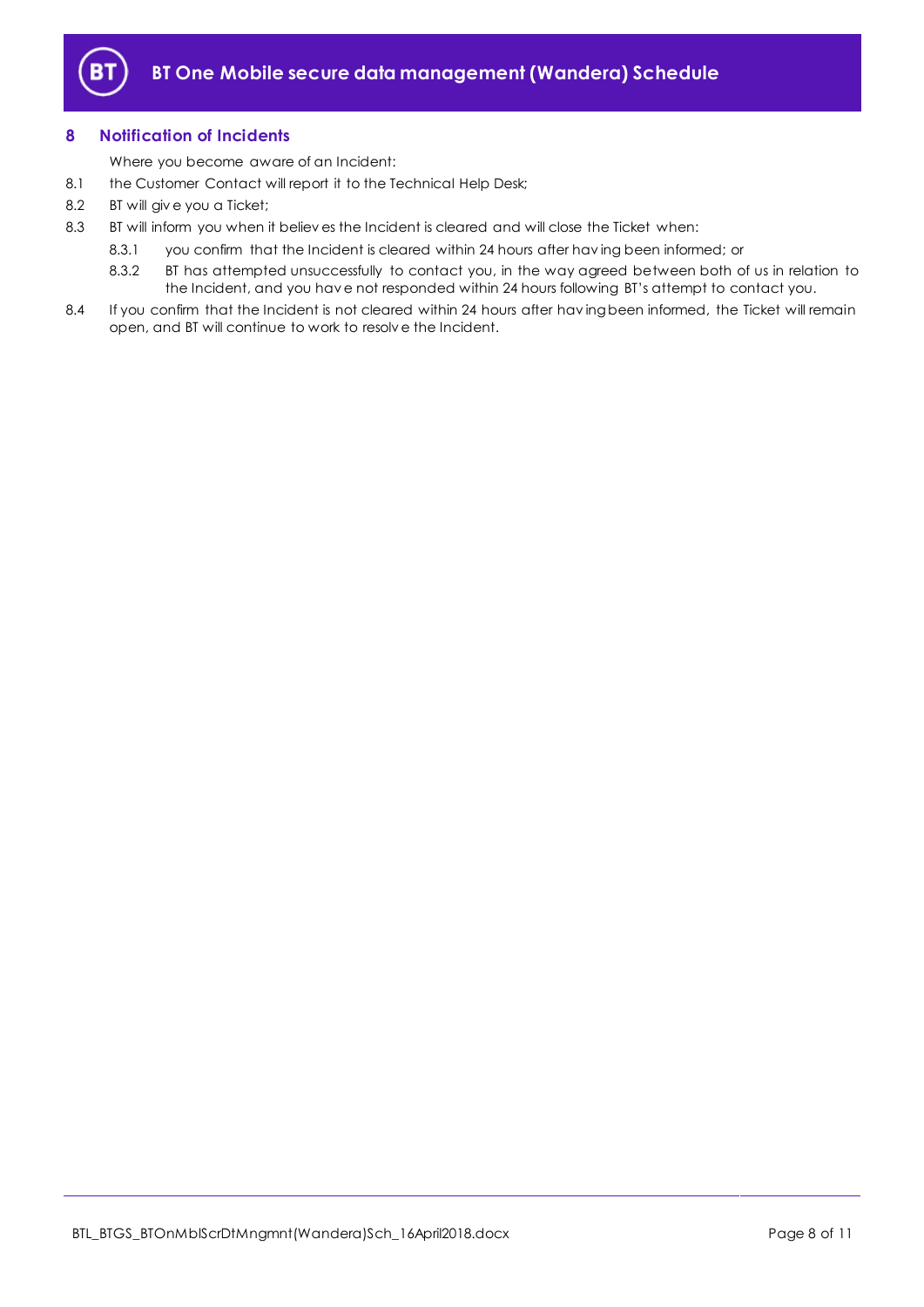## 8 Notification of Incidents

Where you become aware of an Incident:

8.1 the Customer Contact will report it to the Technical Help Desk;

8.2 BT will give you a Ticket;

8.3 BT will inform you when it believes the Incident is cleared and will close the Ticket when:

8.3.1 you confirm that the Incident is cleared within 24 hours after having been informed; or

8.3.2 BT has attempted unsuccessfully to contact you, in the way agreed between both of us in relation to the Incident, and you have not responded within 24 hours following BT's attempt to contact you.

8.4 If you confirm that the Incident is not cleared within 24 hours after having been informed, the Ticket will remain open, and BT will continue to work to resolve the Incident.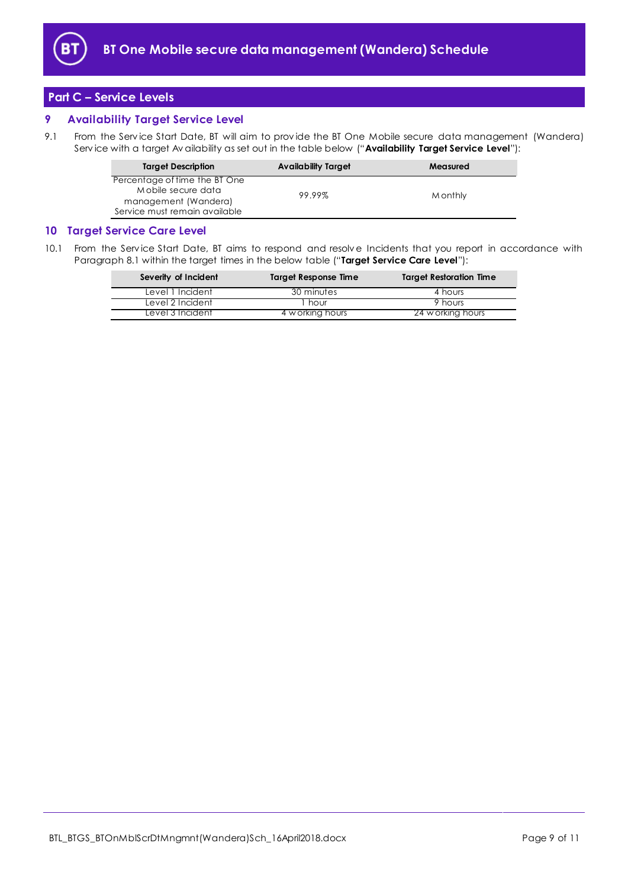## Part C – Service Levels

### 9 Availability Target Service Level

9.1 From the Service Start Date, BT will aim to provide the BT One Mobile secure data management (Wandera) Service with a target Availability as set out in the table below ("**Availability Target Service Level**"):

| Target Description | Availability Target | Measured |
|---|---|---|
| Percentage of time the BT One Mobile secure data management (Wandera) Service must remain available | 99.99% | Monthly |

### 10 Target Service Care Level

10.1 From the Service Start Date, BT aims to respond and resolve Incidents that you report in accordance with Paragraph 8.1 within the target times in the below table ("**Target Service Care Level**"):

| Severity of Incident | Target Response Time | Target Restoration Time |
|---|---|---|
| Level 1 Incident | 30 minutes | 4 hours |
| Level 2 Incident | 1 hour | 9 hours |
| Level 3 Incident | 4 working hours | 24 working hours |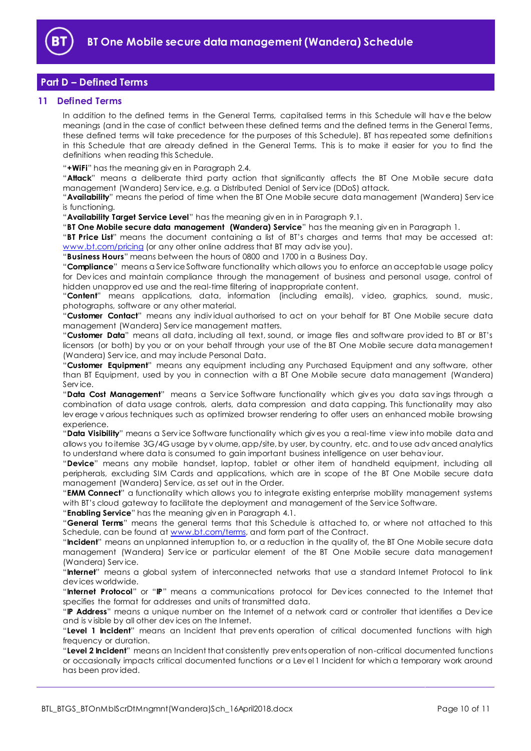## Part D – Defined Terms

### 11 Defined Terms

In addition to the defined terms in the General Terms, capitalised terms in this Schedule will have the below meanings (and in the case of conflict between these defined terms and the defined terms in the General Terms, these defined terms will take precedence for the purposes of this Schedule). BT has repeated some definitions in this Schedule that are already defined in the General Terms. This is to make it easier for you to find the definitions when reading this Schedule.

"**+WiFi**" has the meaning given in Paragraph 2.4.

"**Attack**" means a deliberate third party action that significantly affects the BT One Mobile secure data management (Wandera) Service, e.g. a Distributed Denial of Service (DDoS) attack.

"**Availability**" means the period of time when the BT One Mobile secure data management (Wandera) Service is functioning.

"**Availability Target Service Level**" has the meaning given in in Paragraph 9.1.

"**BT One Mobile secure data management (Wandera) Service**" has the meaning given in Paragraph 1.

"**BT Price List**" means the document containing a list of BT's charges and terms that may be accessed at: www.bt.com/pricing (or any other online address that BT may advise you).

"**Business Hours**" means between the hours of 0800 and 1700 in a Business Day.

"**Compliance**" means a Service Software functionality which allows you to enforce an acceptable usage policy for Devices and maintain compliance through the management of business and personal usage, control of hidden unapproved use and the real-time filtering of inappropriate content.

"**Content**" means applications, data, information (including emails), video, graphics, sound, music, photographs, software or any other material.

"**Customer Contact**" means any individual authorised to act on your behalf for BT One Mobile secure data management (Wandera) Service management matters.

"**Customer Data**" means all data, including all text, sound, or image files and software provided to BT or BT's licensors (or both) by you or on your behalf through your use of the BT One Mobile secure data management (Wandera) Service, and may include Personal Data.

"**Customer Equipment**" means any equipment including any Purchased Equipment and any software, other than BT Equipment, used by you in connection with a BT One Mobile secure data management (Wandera) Service.

"**Data Cost Management**" means a Service Software functionality which gives you data savings through a combination of data usage controls, alerts, data compression and data capping. This functionality may also leverage various techniques such as optimized browser rendering to offer users an enhanced mobile browsing experience.

"**Data Visibility**" means a Service Software functionality which gives you a real-time view into mobile data and allows you to itemise 3G/4G usage by volume, app/site, by user, by country, etc. and to use advanced analytics to understand where data is consumed to gain important business intelligence on user behaviour.

"**Device**" means any mobile handset, laptop, tablet or other item of handheld equipment, including all peripherals, excluding SIM Cards and applications, which are in scope of the BT One Mobile secure data management (Wandera) Service, as set out in the Order.

"**EMM Connect**" a functionality which allows you to integrate existing enterprise mobility management systems with BT's cloud gateway to facilitate the deployment and management of the Service Software.

"**Enabling Service**" has the meaning given in Paragraph 4.1.

"**General Terms**" means the general terms that this Schedule is attached to, or where not attached to this Schedule, can be found at www.bt.com/terms, and form part of the Contract.

"**Incident**" means an unplanned interruption to, or a reduction in the quality of, the BT One Mobile secure data management (Wandera) Service or particular element of the BT One Mobile secure data management (Wandera) Service.

"**Internet**" means a global system of interconnected networks that use a standard Internet Protocol to link devices worldwide.

"**Internet Protocol**" or "**IP**" means a communications protocol for Devices connected to the Internet that specifies the format for addresses and units of transmitted data.

"**IP Address**" means a unique number on the Internet of a network card or controller that identifies a Device and is visible by all other devices on the Internet.

"**Level 1 Incident**" means an Incident that prevents operation of critical documented functions with high frequency or duration.

"**Level 2 Incident**" means an Incident that consistently prevents operation of non-critical documented functions or occasionally impacts critical documented functions or a Level 1 Incident for which a temporary work around has been provided.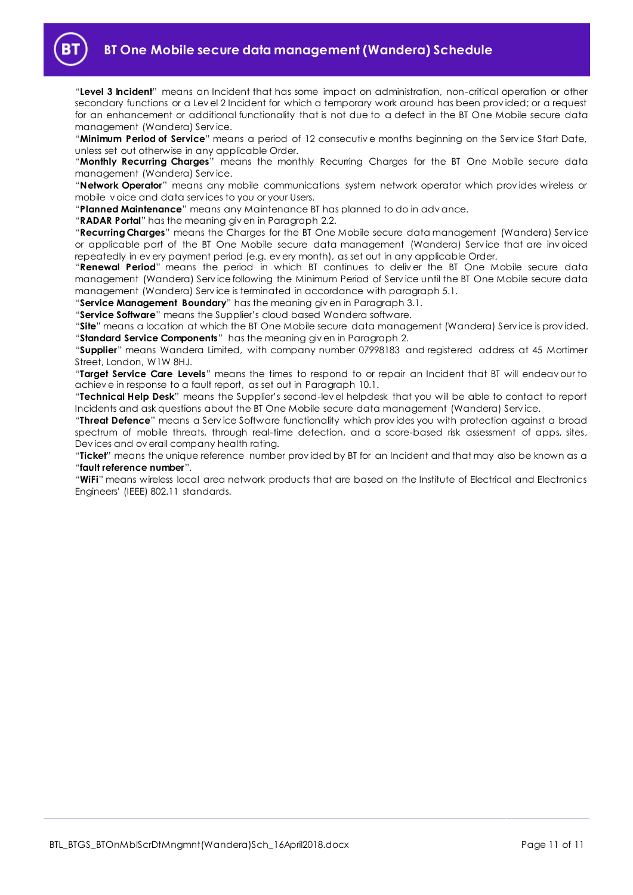"**Level 3 Incident**" means an Incident that has some impact on administration, non-critical operation or other secondary functions or a Level 2 Incident for which a temporary work around has been provided; or a request for an enhancement or additional functionality that is not due to a defect in the BT One Mobile secure data management (Wandera) Service.

"**Minimum Period of Service**" means a period of 12 consecutive months beginning on the Service Start Date, unless set out otherwise in any applicable Order.

"**Monthly Recurring Charges**" means the monthly Recurring Charges for the BT One Mobile secure data management (Wandera) Service.

"**Network Operator**" means any mobile communications system network operator which provides wireless or mobile voice and data services to you or your Users.

"**Planned Maintenance**" means any Maintenance BT has planned to do in advance.

"**RADAR Portal**" has the meaning given in Paragraph 2.2.

"**Recurring Charges**" means the Charges for the BT One Mobile secure data management (Wandera) Service or applicable part of the BT One Mobile secure data management (Wandera) Service that are invoiced repeatedly in every payment period (e.g. every month), as set out in any applicable Order.

"**Renewal Period**" means the period in which BT continues to deliver the BT One Mobile secure data management (Wandera) Service following the Minimum Period of Service until the BT One Mobile secure data management (Wandera) Service is terminated in accordance with paragraph 5.1.

"**Service Management Boundary**" has the meaning given in Paragraph 3.1.

"**Service Software**" means the Supplier's cloud based Wandera software.

"**Site**" means a location at which the BT One Mobile secure data management (Wandera) Service is provided.

"**Standard Service Components**" has the meaning given in Paragraph 2.

"**Supplier**" means Wandera Limited, with company number 07998183 and registered address at 45 Mortimer Street, London, W1W 8HJ.

"**Target Service Care Levels**" means the times to respond to or repair an Incident that BT will endeavour to achieve in response to a fault report, as set out in Paragraph 10.1.

"**Technical Help Desk**" means the Supplier's second-level helpdesk that you will be able to contact to report Incidents and ask questions about the BT One Mobile secure data management (Wandera) Service.

"**Threat Defence**" means a Service Software functionality which provides you with protection against a broad spectrum of mobile threats, through real-time detection, and a score-based risk assessment of apps, sites, Devices and overall company health rating.

"**Ticket**" means the unique reference number provided by BT for an Incident and that may also be known as a "**fault reference number**".

"**WiFi**" means wireless local area network products that are based on the Institute of Electrical and Electronics Engineers' (IEEE) 802.11 standards.